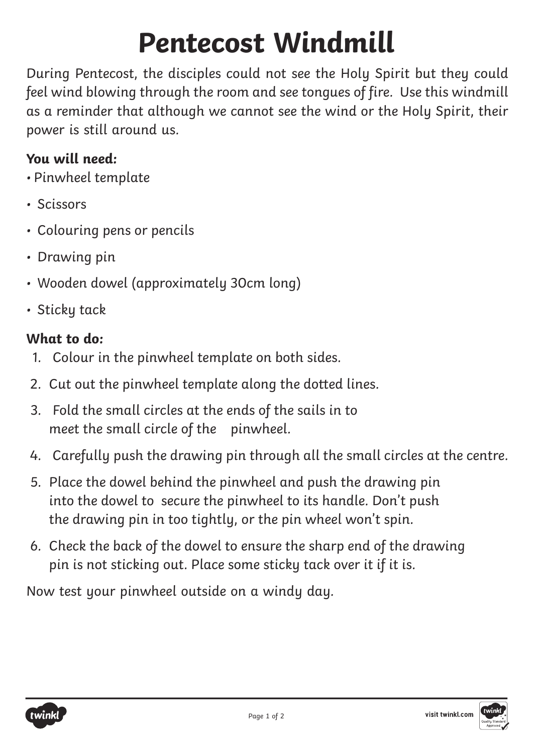# Pentecost Windmill

During Pentecost, the disciples could not see the Holy Spirit but they could feel wind blowing through the room and see tongues of fire. Use this windmill as a reminder that although we cannot see the wind or the Holy Spirit, their power is still around us.

**You will need:**

- Pinwheel template
- Scissors
- Colouring pens or pencils
- Drawing pin
- Wooden dowel (approximately 30cm long)
- Sticky tack

**What to do:**

1. Colour in the pinwheel template on both sides.
2. Cut out the pinwheel template along the dotted lines.
3. Fold the small circles at the ends of the sails in to meet the small circle of the pinwheel.
4. Carefully push the drawing pin through all the small circles at the centre.
5. Place the dowel behind the pinwheel and push the drawing pin into the dowel to secure the pinwheel to its handle. Don't push the drawing pin in too tightly, or the pin wheel won't spin.
6. Check the back of the dowel to ensure the sharp end of the drawing pin is not sticking out. Place some sticky tack over it if it is.

Now test your pinwheel outside on a windy day.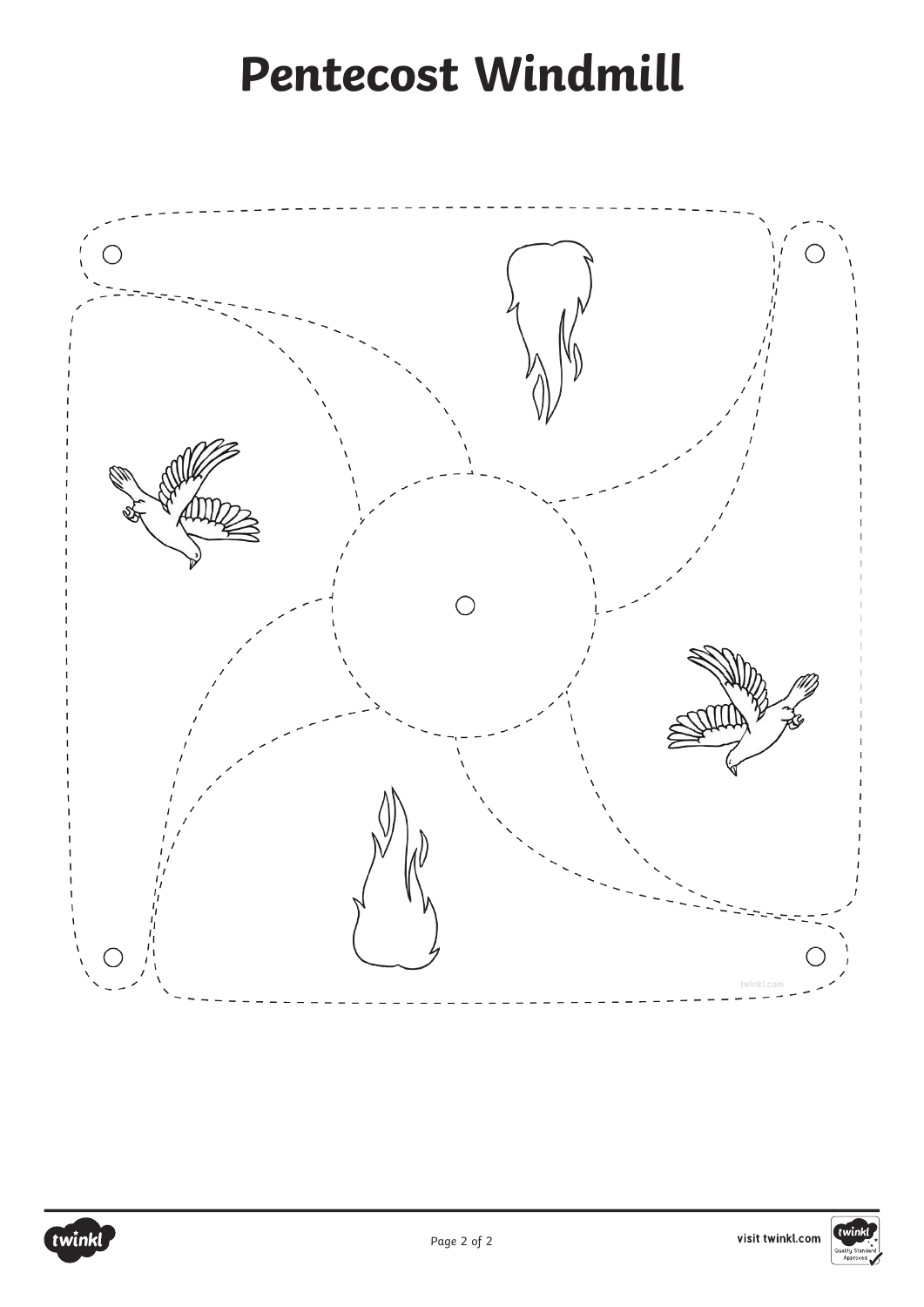# Pentecost Windmill